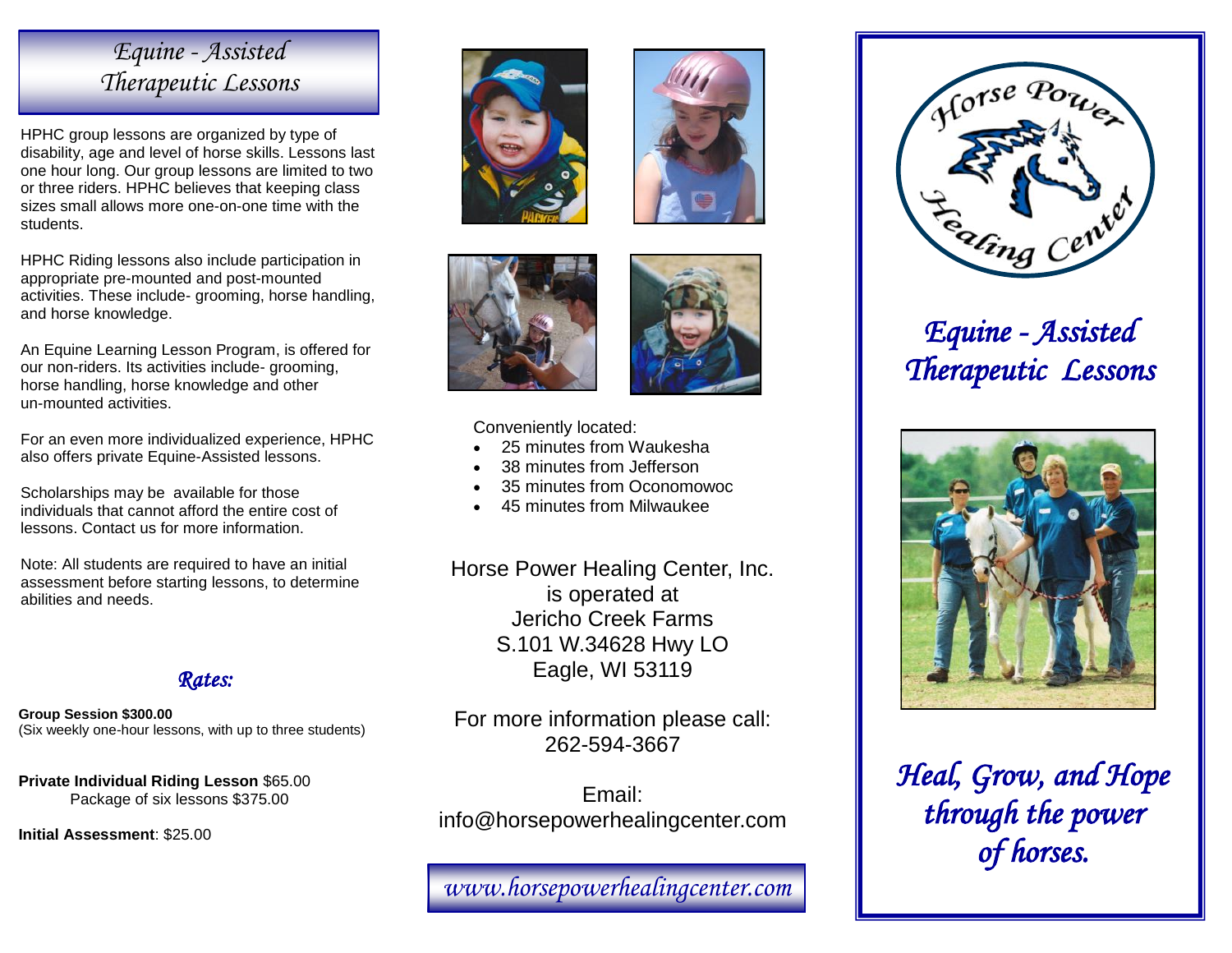# Equine - Assisted Therapeutic Lessons

HPHC group lessons are organized by type of disability, age and level of horse skills. Lessons last one hour long. Our group lessons are limited to two or three riders. HPHC believes that keeping class sizes small allows more one-on-one time with the students.

HPHC Riding lessons also include participation in appropriate pre-mounted and post-mounted activities. These include- grooming, horse handling, and horse knowledge.

An Equine Learning Lesson Program, is offered for our non-riders. Its activities include- grooming, horse handling, horse knowledge and other un-mounted activities.

For an even more individualized experience, HPHC also offers private Equine-Assisted lessons.

Scholarships may be available for those individuals that cannot afford the entire cost of lessons. Contact us for more information.

Note: All students are required to have an initial assessment before starting lessons, to determine abilities and needs.

## *Rates:*

**Group Session $300.00**
(Six weekly one-hour lessons, with up to three students)

**Private Individual Riding Lesson** $65.00
Package of six lessons $375.00

**Initial Assessment**: $25.00

Conveniently located:

- 25 minutes from Waukesha
- 38 minutes from Jefferson
- 35 minutes from Oconomowoc
- 45 minutes from Milwaukee

Horse Power Healing Center, Inc.
is operated at
Jericho Creek Farms
S.101 W.34628 Hwy LO
Eagle, WI 53119

For more information please call:
262-594-3667

Email:
info@horsepowerhealingcenter.com

*www.horsepowerhealingcenter.com*

Horse Power Healing Center

# *Equine - Assisted Therapeutic Lessons*

## *Heal, Grow, and Hope through the power of horses.*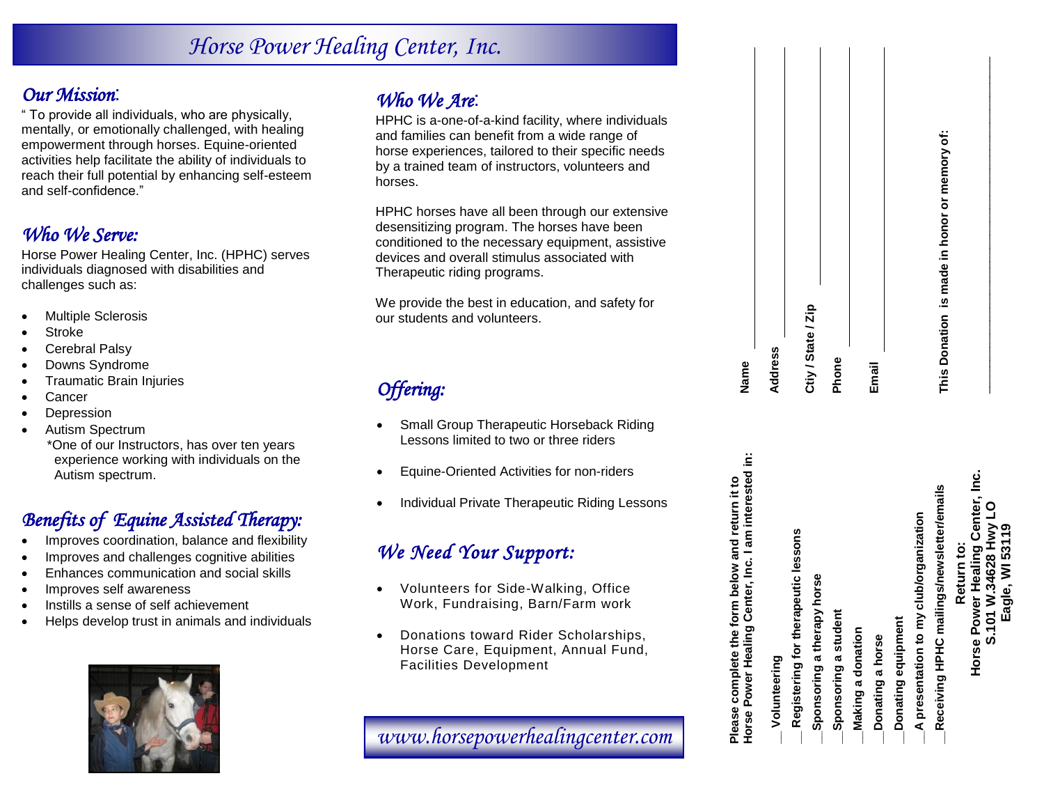# Horse Power Healing Center, Inc.

## Our Mission:

" To provide all individuals, who are physically, mentally, or emotionally challenged, with healing empowerment through horses. Equine-oriented activities help facilitate the ability of individuals to reach their full potential by enhancing self-esteem and self-confidence."

## Who We Serve:

Horse Power Healing Center, Inc. (HPHC) serves individuals diagnosed with disabilities and challenges such as:

- Multiple Sclerosis
- Stroke
- Cerebral Palsy
- Downs Syndrome
- Traumatic Brain Injuries
- Cancer
- Depression
- Autism Spectrum

*One of our Instructors, has over ten years experience working with individuals on the Autism spectrum.

## Benefits of Equine Assisted Therapy:

- Improves coordination, balance and flexibility
- Improves and challenges cognitive abilities
- Enhances communication and social skills
- Improves self awareness
- Instills a sense of self achievement
- Helps develop trust in animals and individuals

## Who We Are:

HPHC is a-one-of-a-kind facility, where individuals and families can benefit from a wide range of horse experiences, tailored to their specific needs by a trained team of instructors, volunteers and horses.

HPHC horses have all been through our extensive desensitizing program. The horses have been conditioned to the necessary equipment, assistive devices and overall stimulus associated with Therapeutic riding programs.

We provide the best in education, and safety for our students and volunteers.

## Offering:

- Small Group Therapeutic Horseback Riding Lessons limited to two or three riders
- Equine-Oriented Activities for non-riders
- Individual Private Therapeutic Riding Lessons

## We Need Your Support:

- Volunteers for Side-Walking, Office Work, Fundraising, Barn/Farm work
- Donations toward Rider Scholarships, Horse Care, Equipment, Annual Fund, Facilities Development

www.horsepowerhealingcenter.com

**Please complete the form below and return it to Horse Power Healing Center, Inc. I am interested in:**

**__Volunteering**
**__Registering for therapeutic lessons**
**__Sponsoring a therapy horse**
**__Sponsoring a student**
**__Making a donation**
**__Donating a horse**
**__Donating equipment**
**__A presentation to my club/organization**
**__Receiving HPHC mailings/newsletter/emails**

**Name** ______________________

**Address** ______________________

**Ctiy / State / Zip** ______________________

**Phone** ______________________

**Email** ______________________

**This Donation is made in honor or memory of:** ______________________

**Return to:**
**Horse Power Healing Center, Inc.**
**S.101 W.34628 Hwy LO**
**Eagle, WI 53119**